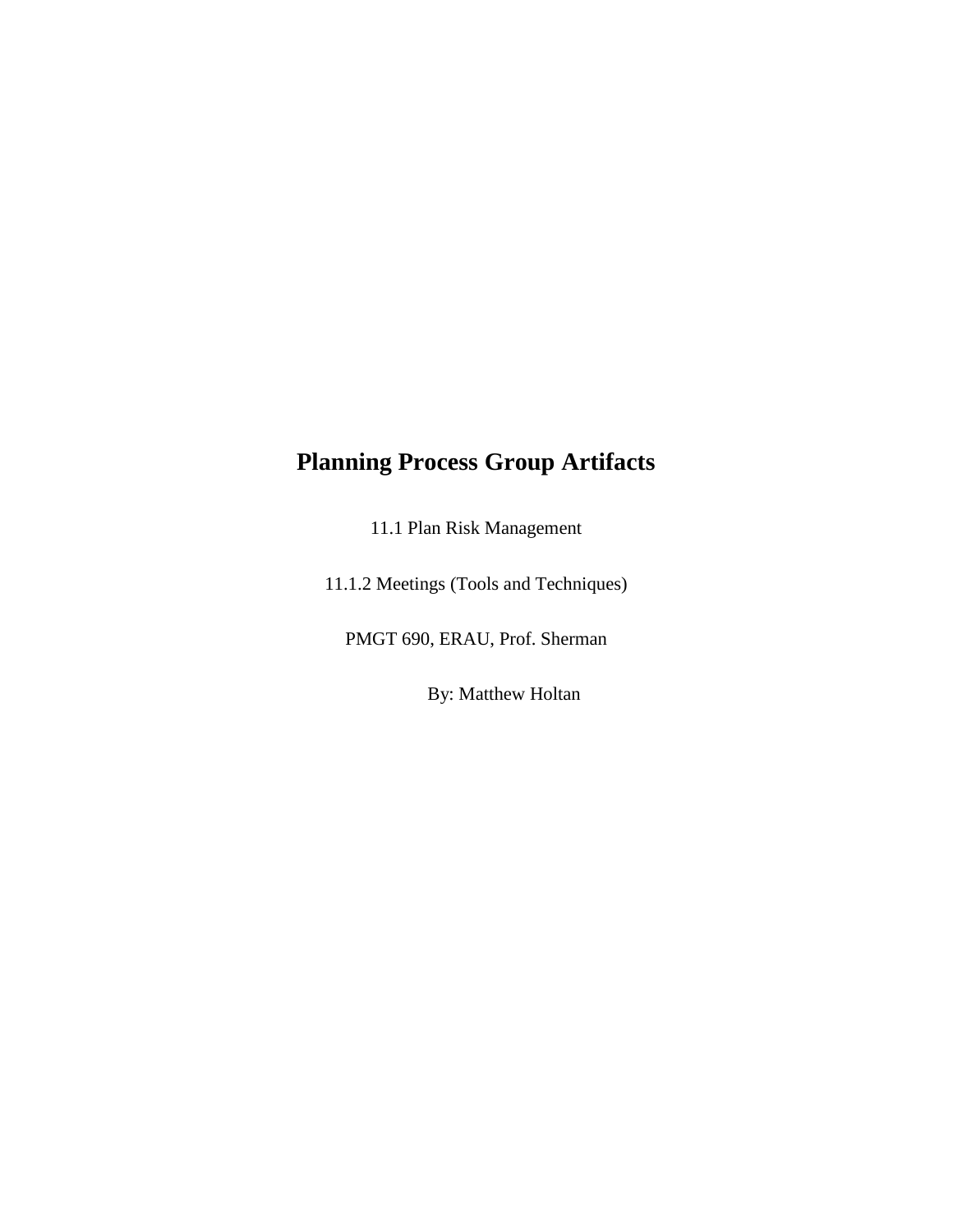# Planning Process Group Artifacts

11.1 Plan Risk Management

11.1.2 Meetings (Tools and Techniques)

PMGT 690, ERAU, Prof. Sherman

By: Matthew Holtan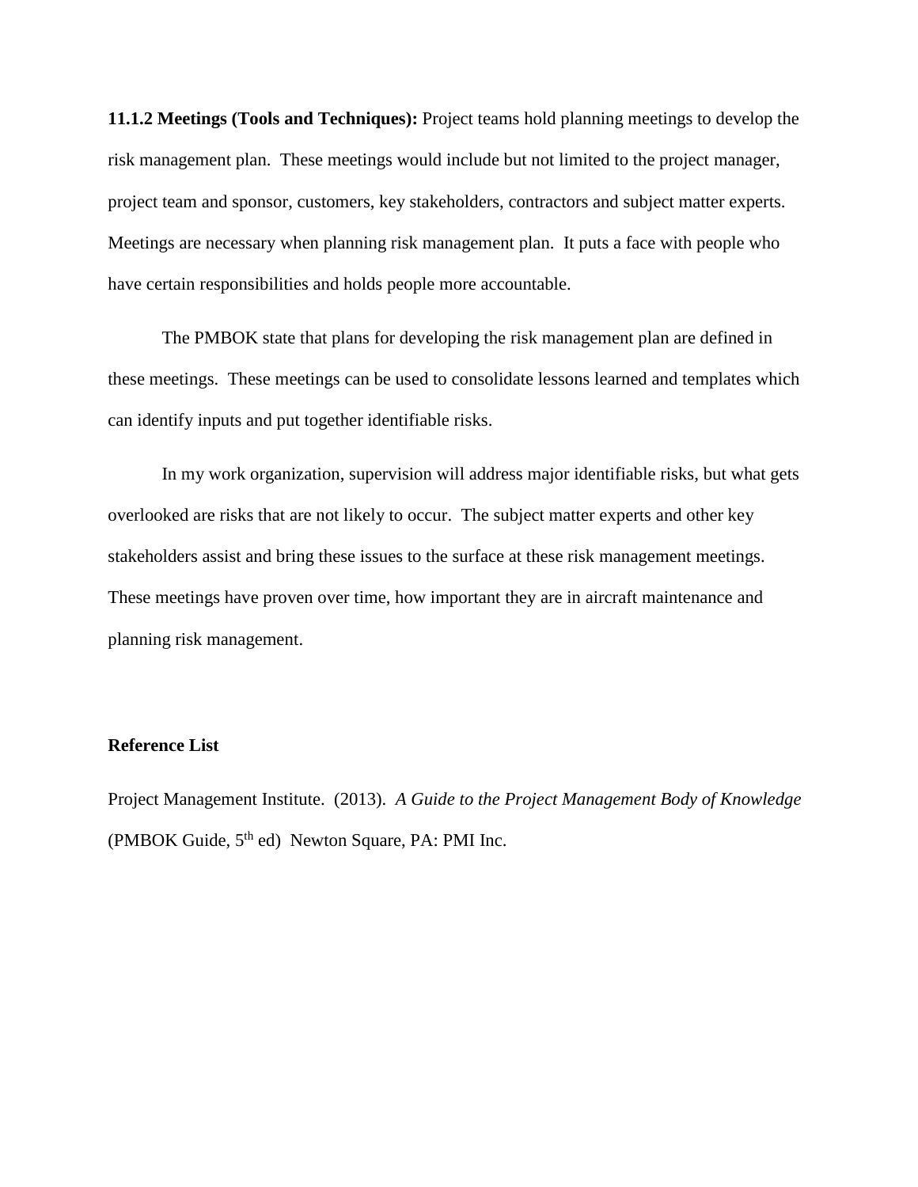**11.1.2 Meetings (Tools and Techniques):** Project teams hold planning meetings to develop the risk management plan. These meetings would include but not limited to the project manager, project team and sponsor, customers, key stakeholders, contractors and subject matter experts. Meetings are necessary when planning risk management plan. It puts a face with people who have certain responsibilities and holds people more accountable.

The PMBOK state that plans for developing the risk management plan are defined in these meetings. These meetings can be used to consolidate lessons learned and templates which can identify inputs and put together identifiable risks.

In my work organization, supervision will address major identifiable risks, but what gets overlooked are risks that are not likely to occur. The subject matter experts and other key stakeholders assist and bring these issues to the surface at these risk management meetings. These meetings have proven over time, how important they are in aircraft maintenance and planning risk management.

**Reference List**

Project Management Institute. (2013). *A Guide to the Project Management Body of Knowledge* (PMBOK Guide, 5th ed) Newton Square, PA: PMI Inc.